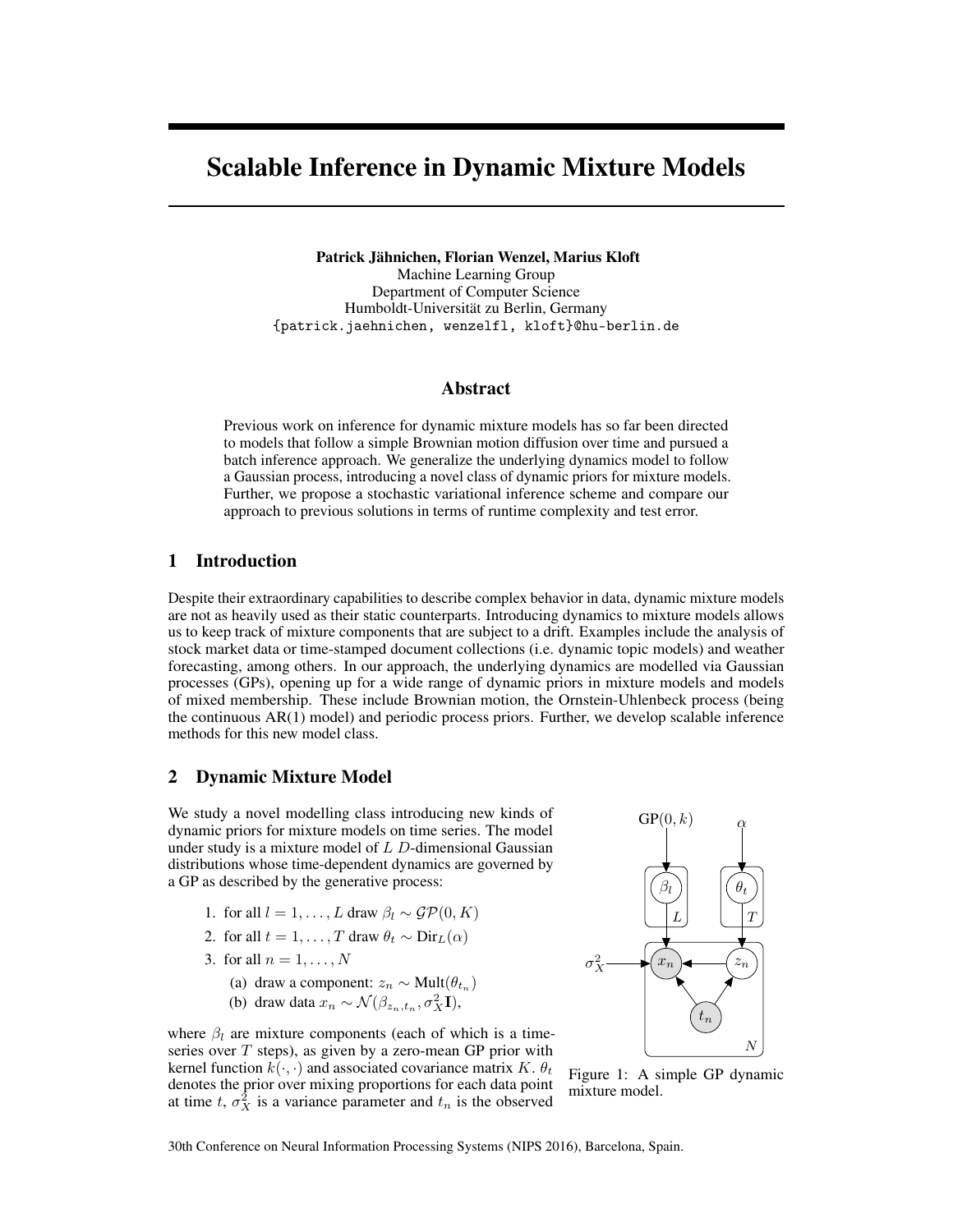# Scalable Inference in Dynamic Mixture Models

**Patrick Jähnichen, Florian Wenzel, Marius Kloft**
Machine Learning Group
Department of Computer Science
Humboldt-Universität zu Berlin, Germany
{patrick.jaehnichen, wenzelfl, kloft}@hu-berlin.de

## Abstract

Previous work on inference for dynamic mixture models has so far been directed to models that follow a simple Brownian motion diffusion over time and pursued a batch inference approach. We generalize the underlying dynamics model to follow a Gaussian process, introducing a novel class of dynamic priors for mixture models. Further, we propose a stochastic variational inference scheme and compare our approach to previous solutions in terms of runtime complexity and test error.

## 1 Introduction

Despite their extraordinary capabilities to describe complex behavior in data, dynamic mixture models are not as heavily used as their static counterparts. Introducing dynamics to mixture models allows us to keep track of mixture components that are subject to a drift. Examples include the analysis of stock market data or time-stamped document collections (i.e. dynamic topic models) and weather forecasting, among others. In our approach, the underlying dynamics are modelled via Gaussian processes (GPs), opening up for a wide range of dynamic priors in mixture models and models of mixed membership. These include Brownian motion, the Ornstein-Uhlenbeck process (being the continuous AR(1) model) and periodic process priors. Further, we develop scalable inference methods for this new model class.

## 2 Dynamic Mixture Model

We study a novel modelling class introducing new kinds of dynamic priors for mixture models on time series. The model under study is a mixture model of $L$ $D$-dimensional Gaussian distributions whose time-dependent dynamics are governed by a GP as described by the generative process:

1. for all $l = 1, \dots, L$ draw $\beta_l \sim \mathcal{GP}(0, K)$
2. for all $t = 1, \dots, T$ draw $\theta_t \sim \mathrm{Dir}_L(\alpha)$
3. for all $n = 1, \dots, N$
   (a) draw a component: $z_n \sim \mathrm{Mult}(\theta_{t_n})$
   (b) draw data $x_n \sim \mathcal{N}(\beta_{z_n, t_n}, \sigma_X^2 \mathbf{I})$,

where $\beta_l$ are mixture components (each of which is a time-series over $T$ steps), as given by a zero-mean GP prior with kernel function $k(\cdot, \cdot)$ and associated covariance matrix $K$. $\theta_t$ denotes the prior over mixing proportions for each data point at time $t$, $\sigma_X^2$ is a variance parameter and $t_n$ is the observed

Figure 1: A simple GP dynamic mixture model.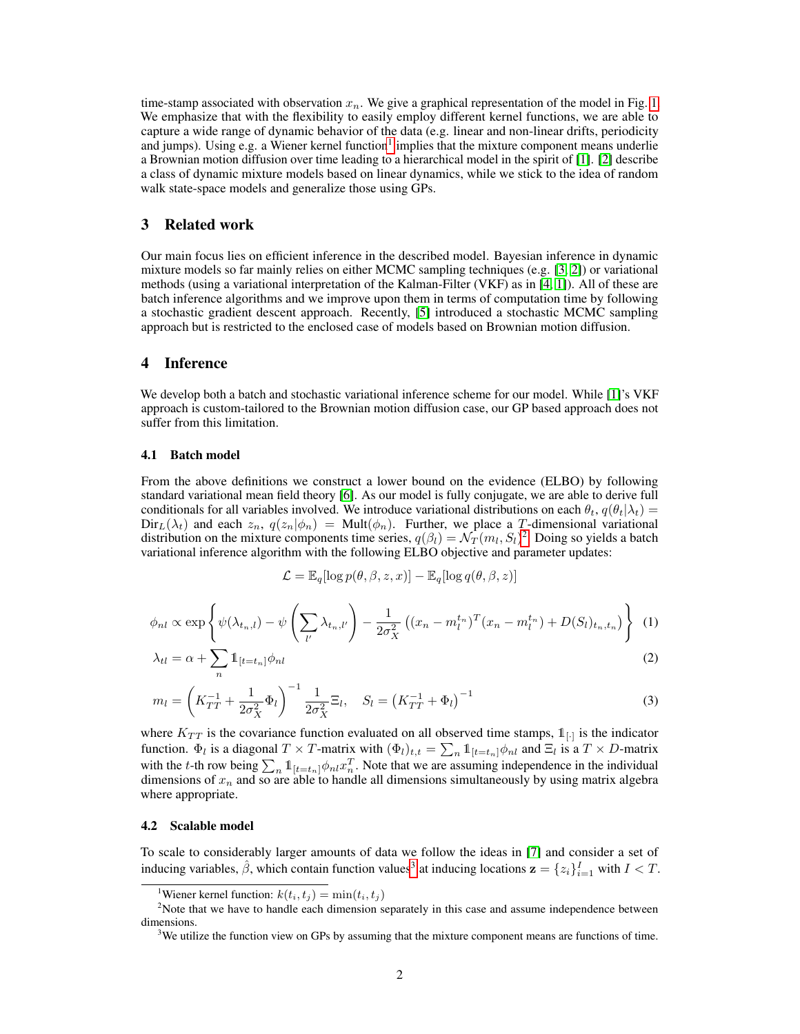time-stamp associated with observation $x_n$. We give a graphical representation of the model in Fig. 1. We emphasize that with the flexibility to easily employ different kernel functions, we are able to capture a wide range of dynamic behavior of the data (e.g. linear and non-linear drifts, periodicity and jumps). Using e.g. a Wiener kernel function[1] implies that the mixture component means underlie a Brownian motion diffusion over time leading to a hierarchical model in the spirit of [1]. [2] describe a class of dynamic mixture models based on linear dynamics, while we stick to the idea of random walk state-space models and generalize those using GPs.

## 3 Related work

Our main focus lies on efficient inference in the described model. Bayesian inference in dynamic mixture models so far mainly relies on either MCMC sampling techniques (e.g. [3, 2]) or variational methods (using a variational interpretation of the Kalman-Filter (VKF) as in [4, 1]). All of these are batch inference algorithms and we improve upon them in terms of computation time by following a stochastic gradient descent approach. Recently, [5] introduced a stochastic MCMC sampling approach but is restricted to the enclosed case of models based on Brownian motion diffusion.

## 4 Inference

We develop both a batch and stochastic variational inference scheme for our model. While [1]'s VKF approach is custom-tailored to the Brownian motion diffusion case, our GP based approach does not suffer from this limitation.

### 4.1 Batch model

From the above definitions we construct a lower bound on the evidence (ELBO) by following standard variational mean field theory [6]. As our model is fully conjugate, we are able to derive full conditionals for all variables involved. We introduce variational distributions on each $\theta_t$, $q(\theta_t|\lambda_t) = \mathrm{Dir}_L(\lambda_t)$ and each $z_n$, $q(z_n|\phi_n) = \mathrm{Mult}(\phi_n)$. Further, we place a $T$-dimensional variational distribution on the mixture components time series, $q(\beta_l) = \mathcal{N}_T(m_l, S_l)$[2]. Doing so yields a batch variational inference algorithm with the following ELBO objective and parameter updates:

$$\mathcal{L} = \mathbb{E}_q[\log p(\theta, \beta, z, x)] - \mathbb{E}_q[\log q(\theta, \beta, z)]$$

$$\phi_{nl} \propto \exp\left\{\psi(\lambda_{t_n,l}) - \psi\left(\sum_{l'} \lambda_{t_n,l'}\right) - \frac{1}{2\sigma_X^2}\left((x_n - m_l^{t_n})^T(x_n - m_l^{t_n}) + D(S_l)_{t_n,t_n}\right)\right\} \quad (1)$$

$$\lambda_{tl} = \alpha + \sum_n \mathbb{1}_{[t=t_n]}\phi_{nl} \quad (2)$$

$$m_l = \left(K_{TT}^{-1} + \frac{1}{2\sigma_X^2}\Phi_l\right)^{-1} \frac{1}{2\sigma_X^2}\Xi_l, \quad S_l = \left(K_{TT}^{-1} + \Phi_l\right)^{-1} \quad (3)$$

where $K_{TT}$ is the covariance function evaluated on all observed time stamps, $\mathbb{1}_{[\cdot]}$ is the indicator function. $\Phi_l$ is a diagonal $T \times T$-matrix with $(\Phi_l)_{t,t} = \sum_n \mathbb{1}_{[t=t_n]}\phi_{nl}$ and $\Xi_l$ is a $T \times D$-matrix with the $t$-th row being $\sum_n \mathbb{1}_{[t=t_n]}\phi_{nl}x_n^T$. Note that we are assuming independence in the individual dimensions of $x_n$ and so are able to handle all dimensions simultaneously by using matrix algebra where appropriate.

### 4.2 Scalable model

To scale to considerably larger amounts of data we follow the ideas in [7] and consider a set of inducing variables, $\hat{\beta}$, which contain function values[3] at inducing locations $\mathbf{z} = \{z_i\}_{i=1}^I$ with $I < T$.

[1] Wiener kernel function: $k(t_i, t_j) = \min(t_i, t_j)$

[2] Note that we have to handle each dimension separately in this case and assume independence between dimensions.

[3] We utilize the function view on GPs by assuming that the mixture component means are functions of time.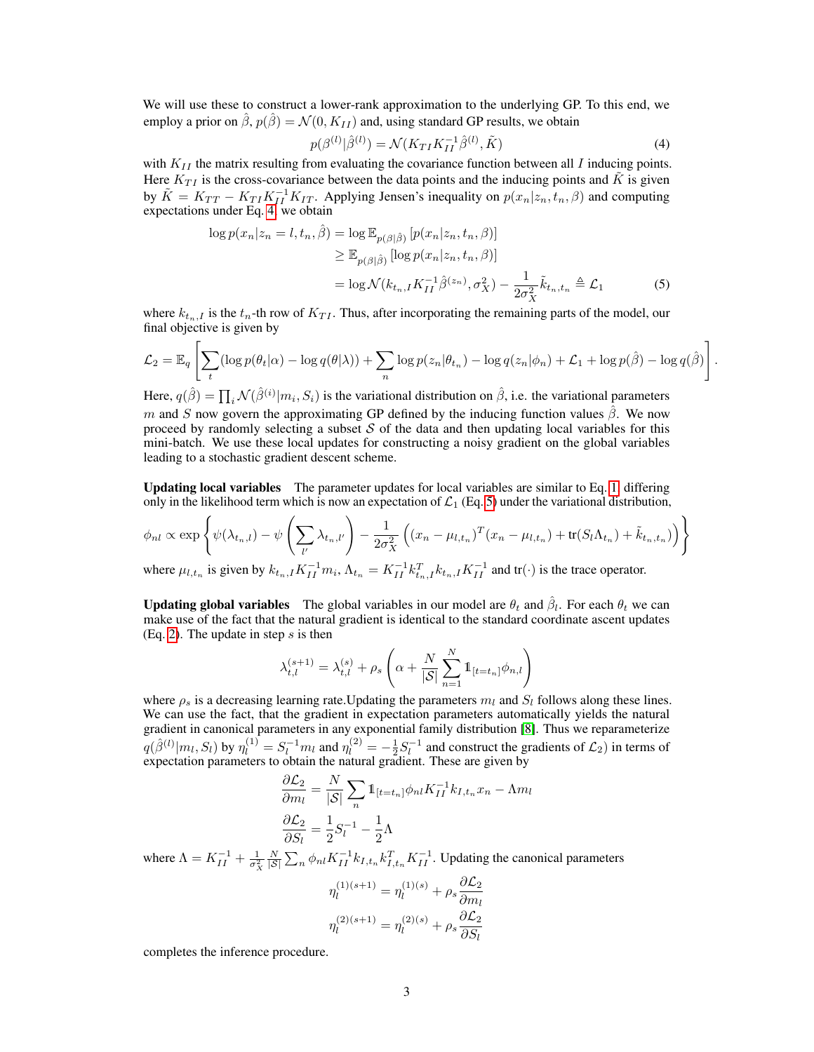We will use these to construct a lower-rank approximation to the underlying GP. To this end, we employ a prior on $\hat{\beta}$, $p(\hat{\beta}) = \mathcal{N}(0, K_{II})$ and, using standard GP results, we obtain

$$p(\beta^{(l)}|\hat{\beta}^{(l)}) = \mathcal{N}(K_{TI}K_{II}^{-1}\hat{\beta}^{(l)}, \tilde{K}) \tag{4}$$

with $K_{II}$ the matrix resulting from evaluating the covariance function between all $I$ inducing points. Here $K_{TI}$ is the cross-covariance between the data points and the inducing points and $\tilde{K}$ is given by $\tilde{K} = K_{TT} - K_{TI}K_{II}^{-1}K_{IT}$. Applying Jensen's inequality on $p(x_n|z_n, t_n, \beta)$ and computing expectations under Eq. 4, we obtain

$$\begin{aligned}
\log p(x_n|z_n = l, t_n, \hat{\beta}) &= \log \mathbb{E}_{p(\beta|\hat{\beta})}\left[p(x_n|z_n, t_n, \beta)\right] \\
&\geq \mathbb{E}_{p(\beta|\hat{\beta})}\left[\log p(x_n|z_n, t_n, \beta)\right] \\
&= \log \mathcal{N}(k_{t_n,I}K_{II}^{-1}\hat{\beta}^{(z_n)}, \sigma_X^2) - \frac{1}{2\sigma_X^2}\tilde{k}_{t_n,t_n} \triangleq \mathcal{L}_1
\end{aligned} \tag{5}$$

where $k_{t_n,I}$ is the $t_n$-th row of $K_{TI}$. Thus, after incorporating the remaining parts of the model, our final objective is given by

$$\mathcal{L}_2 = \mathbb{E}_q\left[\sum_t(\log p(\theta_t|\alpha) - \log q(\theta|\lambda)) + \sum_n \log p(z_n|\theta_{t_n}) - \log q(z_n|\phi_n) + \mathcal{L}_1 + \log p(\hat{\beta}) - \log q(\hat{\beta})\right].$$

Here, $q(\hat{\beta}) = \prod_i \mathcal{N}(\hat{\beta}^{(i)}|m_i, S_i)$ is the variational distribution on $\hat{\beta}$, i.e. the variational parameters $m$ and $S$ now govern the approximating GP defined by the inducing function values $\hat{\beta}$. We now proceed by randomly selecting a subset $\mathcal{S}$ of the data and then updating local variables for this mini-batch. We use these local updates for constructing a noisy gradient on the global variables leading to a stochastic gradient descent scheme.

**Updating local variables** The parameter updates for local variables are similar to Eq. 1, differing only in the likelihood term which is now an expectation of $\mathcal{L}_1$ (Eq. 5) under the variational distribution,

$$\phi_{nl} \propto \exp\left\{\psi(\lambda_{t_n,l}) - \psi\left(\sum_{l'}\lambda_{t_n,l'}\right) - \frac{1}{2\sigma_X^2}\left((x_n - \mu_{l,t_n})^T(x_n - \mu_{l,t_n}) + \text{tr}(S_l\Lambda_{t_n}) + \tilde{k}_{t_n,t_n}\right)\right\}$$

where $\mu_{l,t_n}$ is given by $k_{t_n,I}K_{II}^{-1}m_i$, $\Lambda_{t_n} = K_{II}^{-1}k_{t_n,I}^T k_{t_n,I}K_{II}^{-1}$ and $\text{tr}(\cdot)$ is the trace operator.

**Updating global variables** The global variables in our model are $\theta_t$ and $\hat{\beta}_l$. For each $\theta_t$ we can make use of the fact that the natural gradient is identical to the standard coordinate ascent updates (Eq. 2). The update in step $s$ is then

$$\lambda_{t,l}^{(s+1)} = \lambda_{t,l}^{(s)} + \rho_s\left(\alpha + \frac{N}{|\mathcal{S}|}\sum_{n=1}^{N}\mathbb{1}_{[t=t_n]}\phi_{n,l}\right)$$

where $\rho_s$ is a decreasing learning rate.Updating the parameters $m_l$ and $S_l$ follows along these lines. We can use the fact, that the gradient in expectation parameters automatically yields the natural gradient in canonical parameters in any exponential family distribution [8]. Thus we reparameterize $q(\hat{\beta}^{(l)}|m_l, S_l)$ by $\eta_l^{(1)} = S_l^{-1}m_l$ and $\eta_l^{(2)} = -\frac{1}{2}S_l^{-1}$ and construct the gradients of $\mathcal{L}_2$) in terms of expectation parameters to obtain the natural gradient. These are given by

$$\frac{\partial \mathcal{L}_2}{\partial m_l} = \frac{N}{|\mathcal{S}|}\sum_n \mathbb{1}_{[t=t_n]}\phi_{nl}K_{II}^{-1}k_{I,t_n}x_n - \Lambda m_l$$

$$\frac{\partial \mathcal{L}_2}{\partial S_l} = \frac{1}{2}S_l^{-1} - \frac{1}{2}\Lambda$$

where $\Lambda = K_{II}^{-1} + \frac{1}{\sigma_X^2}\frac{N}{|\mathcal{S}|}\sum_n \phi_{nl}K_{II}^{-1}k_{I,t_n}k_{I,t_n}^T K_{II}^{-1}$. Updating the canonical parameters

$$\eta_l^{(1)(s+1)} = \eta_l^{(1)(s)} + \rho_s\frac{\partial \mathcal{L}_2}{\partial m_l}$$

$$\eta_l^{(2)(s+1)} = \eta_l^{(2)(s)} + \rho_s\frac{\partial \mathcal{L}_2}{\partial S_l}$$

completes the inference procedure.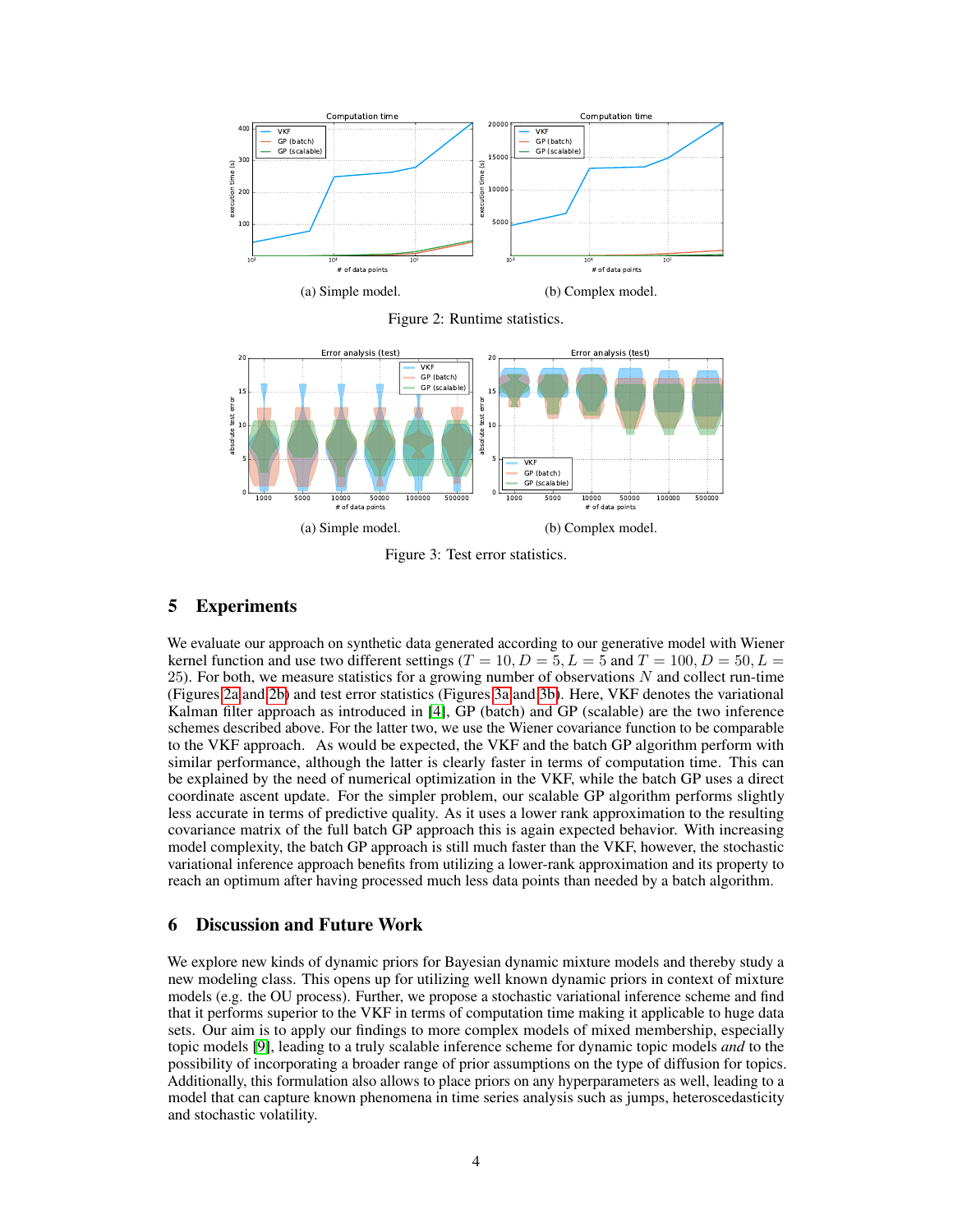(a) Simple model.

(b) Complex model.

Figure 2: Runtime statistics.

(a) Simple model.

(b) Complex model.

Figure 3: Test error statistics.

## 5 Experiments

We evaluate our approach on synthetic data generated according to our generative model with Wiener kernel function and use two different settings ($T = 10, D = 5, L = 5$ and $T = 100, D = 50, L = 25$). For both, we measure statistics for a growing number of observations $N$ and collect run-time (Figures 2a and 2b) and test error statistics (Figures 3a and 3b). Here, VKF denotes the variational Kalman filter approach as introduced in [4], GP (batch) and GP (scalable) are the two inference schemes described above. For the latter two, we use the Wiener covariance function to be comparable to the VKF approach. As would be expected, the VKF and the batch GP algorithm perform with similar performance, although the latter is clearly faster in terms of computation time. This can be explained by the need of numerical optimization in the VKF, while the batch GP uses a direct coordinate ascent update. For the simpler problem, our scalable GP algorithm performs slightly less accurate in terms of predictive quality. As it uses a lower rank approximation to the resulting covariance matrix of the full batch GP approach this is again expected behavior. With increasing model complexity, the batch GP approach is still much faster than the VKF, however, the stochastic variational inference approach benefits from utilizing a lower-rank approximation and its property to reach an optimum after having processed much less data points than needed by a batch algorithm.

## 6 Discussion and Future Work

We explore new kinds of dynamic priors for Bayesian dynamic mixture models and thereby study a new modeling class. This opens up for utilizing well known dynamic priors in context of mixture models (e.g. the OU process). Further, we propose a stochastic variational inference scheme and find that it performs superior to the VKF in terms of computation time making it applicable to huge data sets. Our aim is to apply our findings to more complex models of mixed membership, especially topic models [9], leading to a truly scalable inference scheme for dynamic topic models *and* to the possibility of incorporating a broader range of prior assumptions on the type of diffusion for topics. Additionally, this formulation also allows to place priors on any hyperparameters as well, leading to a model that can capture known phenomena in time series analysis such as jumps, heteroscedasticity and stochastic volatility.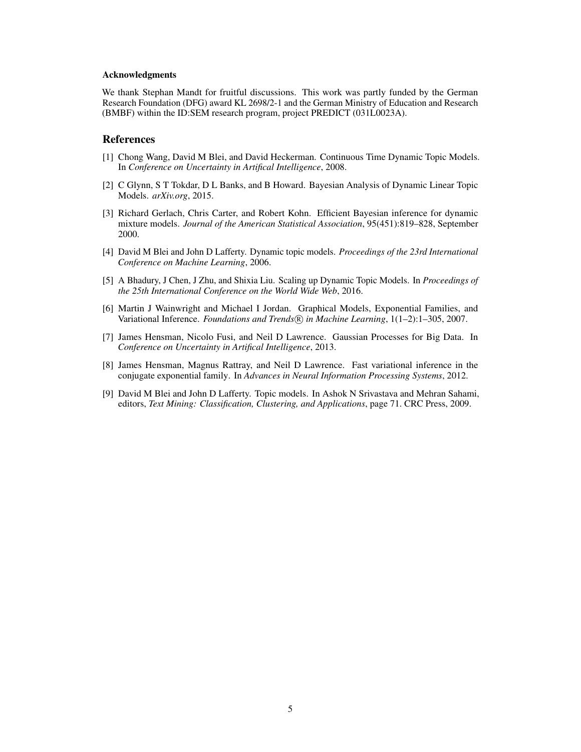#### Acknowledgments

We thank Stephan Mandt for fruitful discussions. This work was partly funded by the German Research Foundation (DFG) award KL 2698/2-1 and the German Ministry of Education and Research (BMBF) within the ID:SEM research program, project PREDICT (031L0023A).

## References

[1] Chong Wang, David M Blei, and David Heckerman. Continuous Time Dynamic Topic Models. In *Conference on Uncertainty in Artifical Intelligence*, 2008.

[2] C Glynn, S T Tokdar, D L Banks, and B Howard. Bayesian Analysis of Dynamic Linear Topic Models. *arXiv.org*, 2015.

[3] Richard Gerlach, Chris Carter, and Robert Kohn. Efficient Bayesian inference for dynamic mixture models. *Journal of the American Statistical Association*, 95(451):819–828, September 2000.

[4] David M Blei and John D Lafferty. Dynamic topic models. *Proceedings of the 23rd International Conference on Machine Learning*, 2006.

[5] A Bhadury, J Chen, J Zhu, and Shixia Liu. Scaling up Dynamic Topic Models. In *Proceedings of the 25th International Conference on the World Wide Web*, 2016.

[6] Martin J Wainwright and Michael I Jordan. Graphical Models, Exponential Families, and Variational Inference. *Foundations and Trends® in Machine Learning*, 1(1–2):1–305, 2007.

[7] James Hensman, Nicolo Fusi, and Neil D Lawrence. Gaussian Processes for Big Data. In *Conference on Uncertainty in Artifical Intelligence*, 2013.

[8] James Hensman, Magnus Rattray, and Neil D Lawrence. Fast variational inference in the conjugate exponential family. In *Advances in Neural Information Processing Systems*, 2012.

[9] David M Blei and John D Lafferty. Topic models. In Ashok N Srivastava and Mehran Sahami, editors, *Text Mining: Classification, Clustering, and Applications*, page 71. CRC Press, 2009.